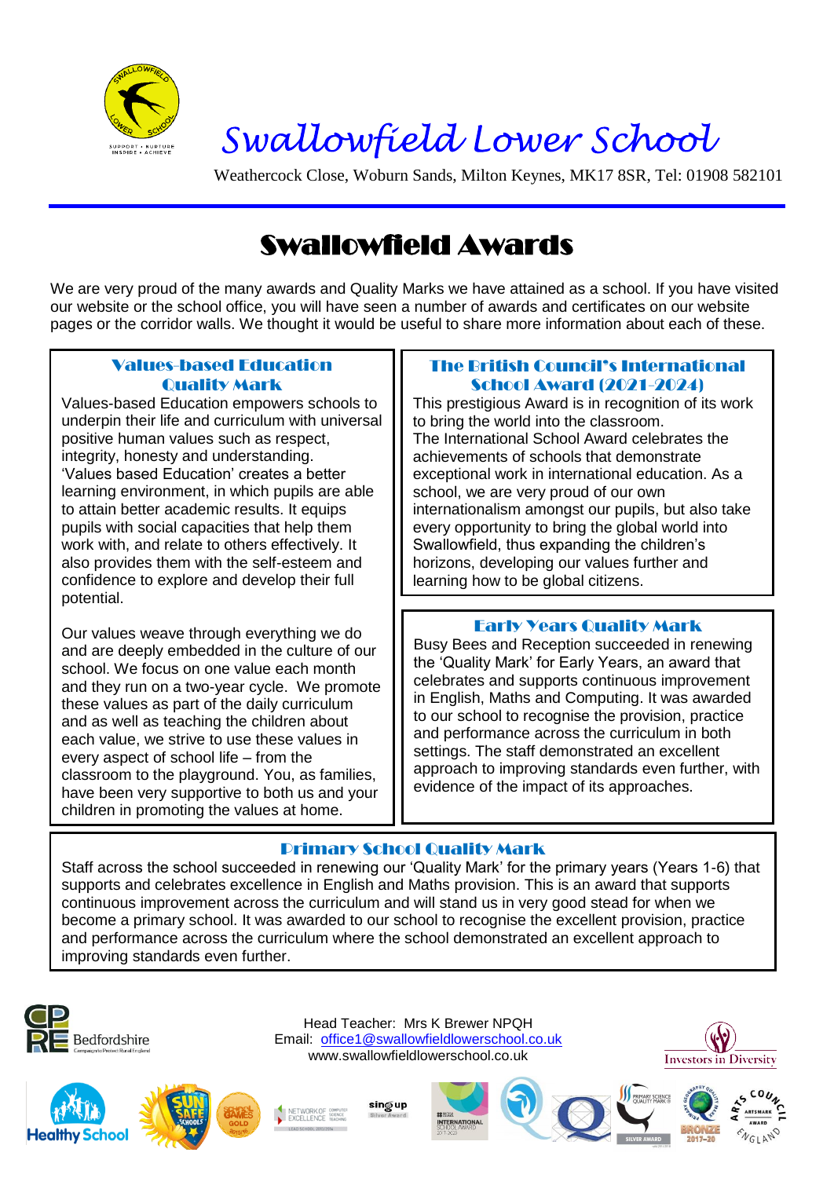# Swallowfield Lower School

Weathercock Close, Woburn Sands, Milton Keynes, MK17 8SR, Tel: 01908 582101

## Swallowfield Awards

We are very proud of the many awards and Quality Marks we have attained as a school. If you have visited our website or the school office, you will have seen a number of awards and certificates on our website pages or the corridor walls. We thought it would be useful to share more information about each of these.

### Values-based Education Quality Mark

Values-based Education empowers schools to underpin their life and curriculum with universal positive human values such as respect, integrity, honesty and understanding. 'Values based Education' creates a better learning environment, in which pupils are able to attain better academic results. It equips pupils with social capacities that help them work with, and relate to others effectively. It also provides them with the self-esteem and confidence to explore and develop their full potential.

Our values weave through everything we do and are deeply embedded in the culture of our school. We focus on one value each month and they run on a two-year cycle. We promote these values as part of the daily curriculum and as well as teaching the children about each value, we strive to use these values in every aspect of school life – from the classroom to the playground. You, as families, have been very supportive to both us and your children in promoting the values at home.

### The British Council's International School Award (2021-2024)

This prestigious Award is in recognition of its work to bring the world into the classroom.
The International School Award celebrates the achievements of schools that demonstrate exceptional work in international education. As a school, we are very proud of our own internationalism amongst our pupils, but also take every opportunity to bring the global world into Swallowfield, thus expanding the children's horizons, developing our values further and learning how to be global citizens.

### Early Years Quality Mark

Busy Bees and Reception succeeded in renewing the 'Quality Mark' for Early Years, an award that celebrates and supports continuous improvement in English, Maths and Computing. It was awarded to our school to recognise the provision, practice and performance across the curriculum in both settings. The staff demonstrated an excellent approach to improving standards even further, with evidence of the impact of its approaches.

### Primary School Quality Mark

Staff across the school succeeded in renewing our 'Quality Mark' for the primary years (Years 1-6) that supports and celebrates excellence in English and Maths provision. This is an award that supports continuous improvement across the curriculum and will stand us in very good stead for when we become a primary school. It was awarded to our school to recognise the excellent provision, practice and performance across the curriculum where the school demonstrated an excellent approach to improving standards even further.

Head Teacher: Mrs K Brewer NPQH
Email: office1@swallowfieldlowerschool.co.uk
www.swallowfieldlowerschool.co.uk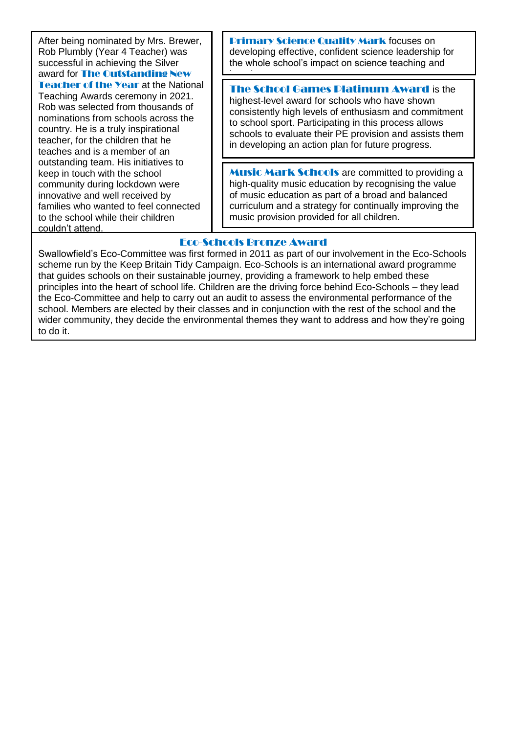After being nominated by Mrs. Brewer, Rob Plumbly (Year 4 Teacher) was successful in achieving the Silver award for **The Outstanding New Teacher of the Year** at the National Teaching Awards ceremony in 2021. Rob was selected from thousands of nominations from schools across the country. He is a truly inspirational teacher, for the children that he teaches and is a member of an outstanding team. His initiatives to keep in touch with the school community during lockdown were innovative and well received by families who wanted to feel connected to the school while their children couldn't attend.

**Primary Science Quality Mark** focuses on developing effective, confident science leadership for the whole school's impact on science teaching and

**The School Games Platinum Award** is the highest-level award for schools who have shown consistently high levels of enthusiasm and commitment to school sport. Participating in this process allows schools to evaluate their PE provision and assists them in developing an action plan for future progress.

**Music Mark Schools** are committed to providing a high-quality music education by recognising the value of music education as part of a broad and balanced curriculum and a strategy for continually improving the music provision provided for all children.

## Eco-Schools Bronze Award

Swallowfield's Eco-Committee was first formed in 2011 as part of our involvement in the Eco-Schools scheme run by the Keep Britain Tidy Campaign. Eco-Schools is an international award programme that guides schools on their sustainable journey, providing a framework to help embed these principles into the heart of school life. Children are the driving force behind Eco-Schools – they lead the Eco-Committee and help to carry out an audit to assess the environmental performance of the school. Members are elected by their classes and in conjunction with the rest of the school and the wider community, they decide the environmental themes they want to address and how they're going to do it.